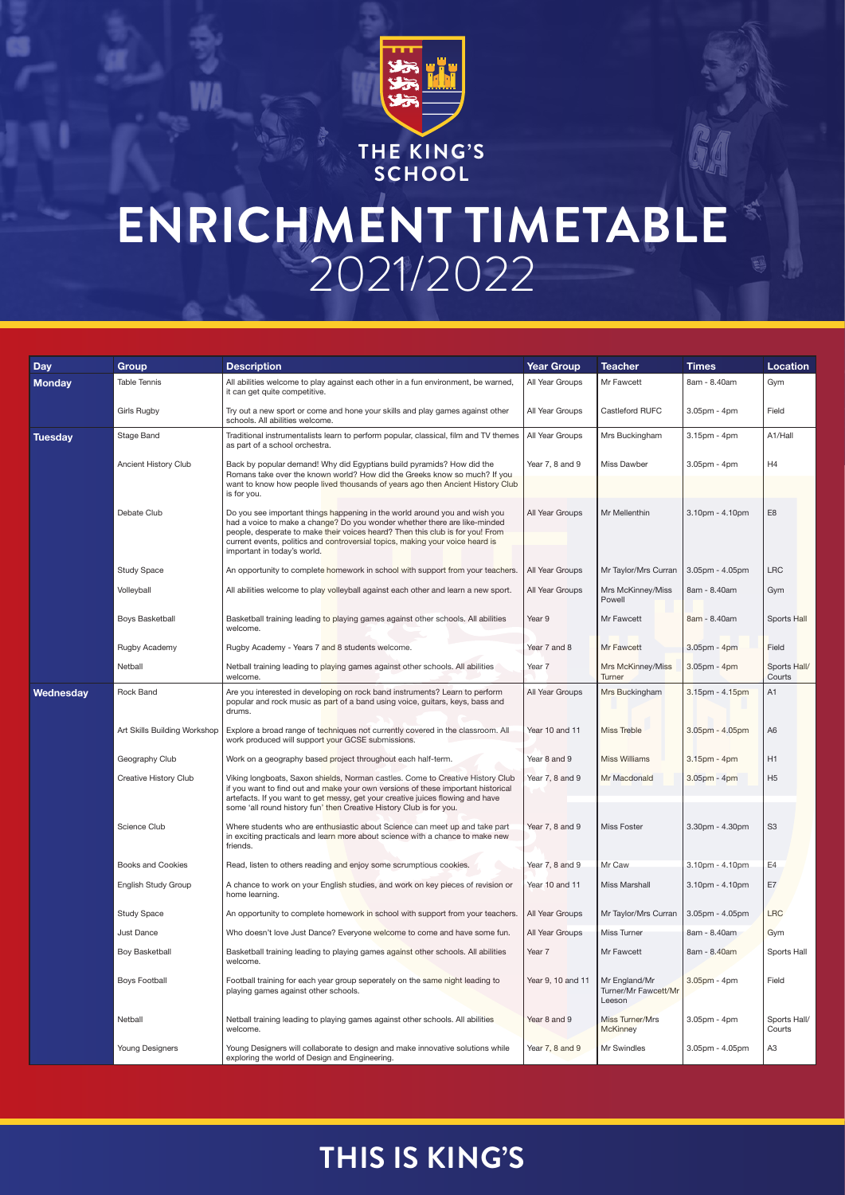THE KING'S SCHOOL

# ENRICHMENT TIMETABLE 2021/2022

| Day | Group | Description | Year Group | Teacher | Times | Location |
|---|---|---|---|---|---|---|
| **Monday** | Table Tennis | All abilities welcome to play against each other in a fun environment, be warned, it can get quite competitive. | All Year Groups | Mr Fawcett | 8am - 8.40am | Gym |
| | Girls Rugby | Try out a new sport or come and hone your skills and play games against other schools. All abilities welcome. | All Year Groups | Castleford RUFC | 3.05pm - 4pm | Field |
| **Tuesday** | Stage Band | Traditional instrumentalists learn to perform popular, classical, film and TV themes as part of a school orchestra. | All Year Groups | Mrs Buckingham | 3.15pm - 4pm | A1/Hall |
| | Ancient History Club | Back by popular demand! Why did Egyptians build pyramids? How did the Romans take over the known world? How did the Greeks know so much? If you want to know how people lived thousands of years ago then Ancient History Club is for you. | Year 7, 8 and 9 | Miss Dawber | 3.05pm - 4pm | H4 |
| | Debate Club | Do you see important things happening in the world around you and wish you had a voice to make a change? Do you wonder whether there are like-minded people, desperate to make their voices heard? Then this club is for you! From current events, politics and controversial topics, making your voice heard is important in today's world. | All Year Groups | Mr Mellenthin | 3.10pm - 4.10pm | E8 |
| | Study Space | An opportunity to complete homework in school with support from your teachers. | All Year Groups | Mr Taylor/Mrs Curran | 3.05pm - 4.05pm | LRC |
| | Volleyball | All abilities welcome to play volleyball against each other and learn a new sport. | All Year Groups | Mrs McKinney/Miss Powell | 8am - 8.40am | Gym |
| | Boys Basketball | Basketball training leading to playing games against other schools. All abilities welcome. | Year 9 | Mr Fawcett | 8am - 8.40am | Sports Hall |
| | Rugby Academy | Rugby Academy - Years 7 and 8 students welcome. | Year 7 and 8 | Mr Fawcett | 3.05pm - 4pm | Field |
| | Netball | Netball training leading to playing games against other schools. All abilities welcome. | Year 7 | Mrs McKinney/Miss Turner | 3.05pm - 4pm | Sports Hall/ Courts |
| **Wednesday** | Rock Band | Are you interested in developing on rock band instruments? Learn to perform popular and rock music as part of a band using voice, guitars, keys, bass and drums. | All Year Groups | Mrs Buckingham | 3.15pm - 4.15pm | A1 |
| | Art Skills Building Workshop | Explore a broad range of techniques not currently covered in the classroom. All work produced will support your GCSE submissions. | Year 10 and 11 | Miss Treble | 3.05pm - 4.05pm | A6 |
| | Geography Club | Work on a geography based project throughout each half-term. | Year 8 and 9 | Miss Williams | 3.15pm - 4pm | H1 |
| | Creative History Club | Viking longboats, Saxon shields, Norman castles. Come to Creative History Club if you want to find out and make your own versions of these important historical artefacts. If you want to get messy, get your creative juices flowing and have some 'all round history fun' then Creative History Club is for you. | Year 7, 8 and 9 | Mr Macdonald | 3.05pm - 4pm | H5 |
| | Science Club | Where students who are enthusiastic about Science can meet up and take part in exciting practicals and learn more about science with a chance to make new friends. | Year 7, 8 and 9 | Miss Foster | 3.30pm - 4.30pm | S3 |
| | Books and Cookies | Read, listen to others reading and enjoy some scrumptious cookies. | Year 7, 8 and 9 | Mr Caw | 3.10pm - 4.10pm | E4 |
| | English Study Group | A chance to work on your English studies, and work on key pieces of revision or home learning. | Year 10 and 11 | Miss Marshall | 3.10pm - 4.10pm | E7 |
| | Study Space | An opportunity to complete homework in school with support from your teachers. | All Year Groups | Mr Taylor/Mrs Curran | 3.05pm - 4.05pm | LRC |
| | Just Dance | Who doesn't love Just Dance? Everyone welcome to come and have some fun. | All Year Groups | Miss Turner | 8am - 8.40am | Gym |
| | Boy Basketball | Basketball training leading to playing games against other schools. All abilities welcome. | Year 7 | Mr Fawcett | 8am - 8.40am | Sports Hall |
| | Boys Football | Football training for each year group seperately on the same night leading to playing games against other schools. | Year 9, 10 and 11 | Mr England/Mr Turner/Mr Fawcett/Mr Leeson | 3.05pm - 4pm | Field |
| | Netball | Netball training leading to playing games against other schools. All abilities welcome. | Year 8 and 9 | Miss Turner/Mrs McKinney | 3.05pm - 4pm | Sports Hall/ Courts |
| | Young Designers | Young Designers will collaborate to design and make innovative solutions while exploring the world of Design and Engineering. | Year 7, 8 and 9 | Mr Swindles | 3.05pm - 4.05pm | A3 |

## THIS IS KING'S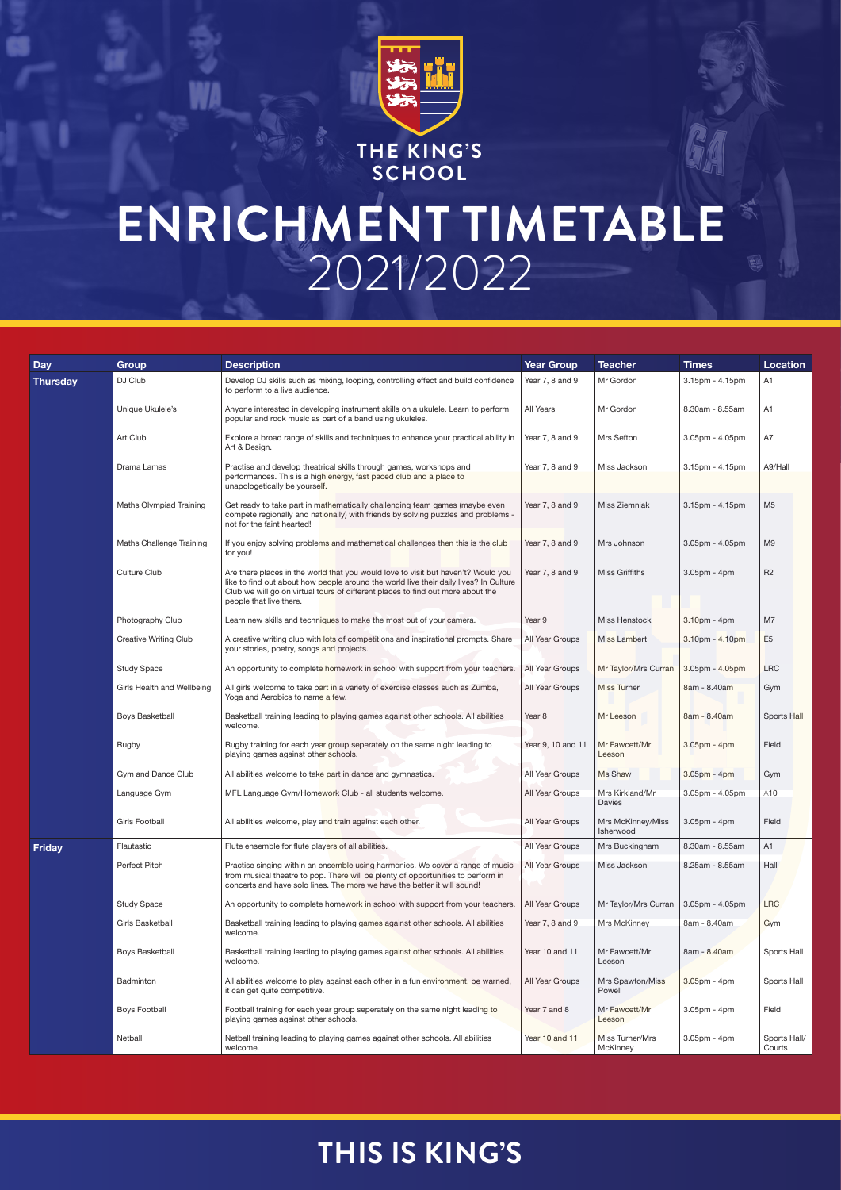THE KING'S SCHOOL

# ENRICHMENT TIMETABLE 2021/2022

| Day | Group | Description | Year Group | Teacher | Times | Location |
|---|---|---|---|---|---|---|
| Thursday | DJ Club | Develop DJ skills such as mixing, looping, controlling effect and build confidence to perform to a live audience. | Year 7, 8 and 9 | Mr Gordon | 3.15pm - 4.15pm | A1 |
| | Unique Ukulele's | Anyone interested in developing instrument skills on a ukulele. Learn to perform popular and rock music as part of a band using ukuleles. | All Years | Mr Gordon | 8.30am - 8.55am | A1 |
| | Art Club | Explore a broad range of skills and techniques to enhance your practical ability in Art & Design. | Year 7, 8 and 9 | Mrs Sefton | 3.05pm - 4.05pm | A7 |
| | Drama Lamas | Practise and develop theatrical skills through games, workshops and performances. This is a high energy, fast paced club and a place to unapologetically be yourself. | Year 7, 8 and 9 | Miss Jackson | 3.15pm - 4.15pm | A9/Hall |
| | Maths Olympiad Training | Get ready to take part in mathematically challenging team games (maybe even compete regionally and nationally) with friends by solving puzzles and problems - not for the faint hearted! | Year 7, 8 and 9 | Miss Ziemniak | 3.15pm - 4.15pm | M5 |
| | Maths Challenge Training | If you enjoy solving problems and mathematical challenges then this is the club for you! | Year 7, 8 and 9 | Mrs Johnson | 3.05pm - 4.05pm | M9 |
| | Culture Club | Are there places in the world that you would love to visit but haven't? Would you like to find out about how people around the world live their daily lives? In Culture Club we will go on virtual tours of different places to find out more about the people that live there. | Year 7, 8 and 9 | Miss Griffiths | 3.05pm - 4pm | R2 |
| | Photography Club | Learn new skills and techniques to make the most out of your camera. | Year 9 | Miss Henstock | 3.10pm - 4pm | M7 |
| | Creative Writing Club | A creative writing club with lots of competitions and inspirational prompts. Share your stories, poetry, songs and projects. | All Year Groups | Miss Lambert | 3.10pm - 4.10pm | E5 |
| | Study Space | An opportunity to complete homework in school with support from your teachers. | All Year Groups | Mr Taylor/Mrs Curran | 3.05pm - 4.05pm | LRC |
| | Girls Health and Wellbeing | All girls welcome to take part in a variety of exercise classes such as Zumba, Yoga and Aerobics to name a few. | All Year Groups | Miss Turner | 8am - 8.40am | Gym |
| | Boys Basketball | Basketball training leading to playing games against other schools. All abilities welcome. | Year 8 | Mr Leeson | 8am - 8.40am | Sports Hall |
| | Rugby | Rugby training for each year group seperately on the same night leading to playing games against other schools. | Year 9, 10 and 11 | Mr Fawcett/Mr Leeson | 3.05pm - 4pm | Field |
| | Gym and Dance Club | All abilities welcome to take part in dance and gymnastics. | All Year Groups | Ms Shaw | 3.05pm - 4pm | Gym |
| | Language Gym | MFL Language Gym/Homework Club - all students welcome. | All Year Groups | Mrs Kirkland/Mr Davies | 3.05pm - 4.05pm | A10 |
| | Girls Football | All abilities welcome, play and train against each other. | All Year Groups | Mrs McKinney/Miss Isherwood | 3.05pm - 4pm | Field |
| Friday | Flautastic | Flute ensemble for flute players of all abilities. | All Year Groups | Mrs Buckingham | 8.30am - 8.55am | A1 |
| | Perfect Pitch | Practise singing within an ensemble using harmonies. We cover a range of music from musical theatre to pop. There will be plenty of opportunities to perform in concerts and have solo lines. The more we have the better it will sound! | All Year Groups | Miss Jackson | 8.25am - 8.55am | Hall |
| | Study Space | An opportunity to complete homework in school with support from your teachers. | All Year Groups | Mr Taylor/Mrs Curran | 3.05pm - 4.05pm | LRC |
| | Girls Basketball | Basketball training leading to playing games against other schools. All abilities welcome. | Year 7, 8 and 9 | Mrs McKinney | 8am - 8.40am | Gym |
| | Boys Basketball | Basketball training leading to playing games against other schools. All abilities welcome. | Year 10 and 11 | Mr Fawcett/Mr Leeson | 8am - 8.40am | Sports Hall |
| | Badminton | All abilities welcome to play against each other in a fun environment, be warned, it can get quite competitive. | All Year Groups | Mrs Spawton/Miss Powell | 3.05pm - 4pm | Sports Hall |
| | Boys Football | Football training for each year group seperately on the same night leading to playing games against other schools. | Year 7 and 8 | Mr Fawcett/Mr Leeson | 3.05pm - 4pm | Field |
| | Netball | Netball training leading to playing games against other schools. All abilities welcome. | Year 10 and 11 | Miss Turner/Mrs McKinney | 3.05pm - 4pm | Sports Hall/ Courts |

## THIS IS KING'S